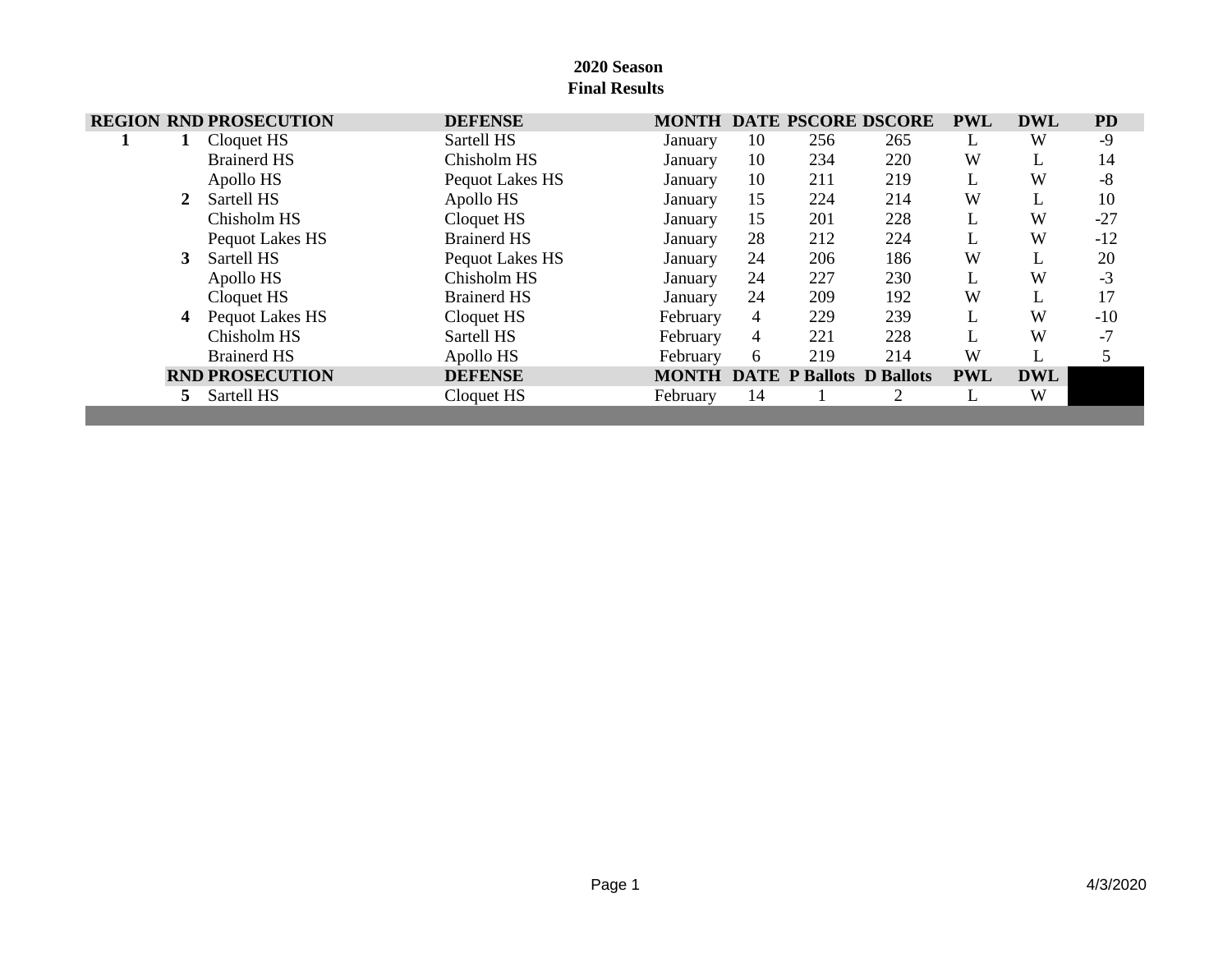**2020 Season**
**Final Results**

| REGION | RND | PROSECUTION | DEFENSE | MONTH | DATE | PSCORE | DSCORE | PWL | DWL | PD |
|---|---|---|---|---|---|---|---|---|---|---|
| **1** | **1** | Cloquet HS | Sartell HS | January | 10 | 256 | 265 | L | W | -9 |
| | | Brainerd HS | Chisholm HS | January | 10 | 234 | 220 | W | L | 14 |
| | | Apollo HS | Pequot Lakes HS | January | 10 | 211 | 219 | L | W | -8 |
| | **2** | Sartell HS | Apollo HS | January | 15 | 224 | 214 | W | L | 10 |
| | | Chisholm HS | Cloquet HS | January | 15 | 201 | 228 | L | W | -27 |
| | | Pequot Lakes HS | Brainerd HS | January | 28 | 212 | 224 | L | W | -12 |
| | **3** | Sartell HS | Pequot Lakes HS | January | 24 | 206 | 186 | W | L | 20 |
| | | Apollo HS | Chisholm HS | January | 24 | 227 | 230 | L | W | -3 |
| | | Cloquet HS | Brainerd HS | January | 24 | 209 | 192 | W | L | 17 |
| | **4** | Pequot Lakes HS | Cloquet HS | February | 4 | 229 | 239 | L | W | -10 |
| | | Chisholm HS | Sartell HS | February | 4 | 221 | 228 | L | W | -7 |
| | | Brainerd HS | Apollo HS | February | 6 | 219 | 214 | W | L | 5 |
| | **RND** | **PROSECUTION** | **DEFENSE** | **MONTH** | **DATE** | **P Ballots** | **D Ballots** | **PWL** | **DWL** | |
| | **5** | Sartell HS | Cloquet HS | February | 14 | 1 | 2 | L | W | |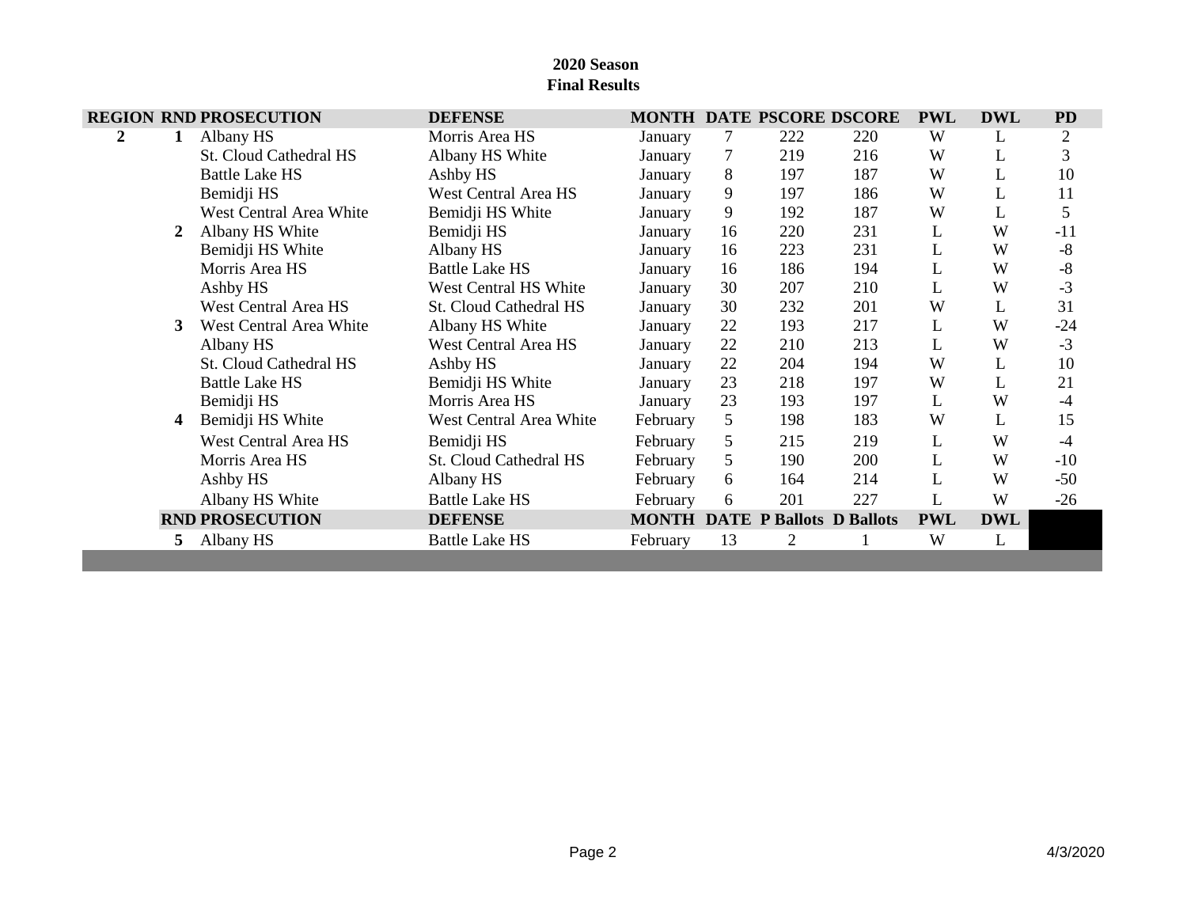**2020 Season**
**Final Results**

| REGION | RND | PROSECUTION | DEFENSE | MONTH | DATE | PSCORE | DSCORE | PWL | DWL | PD |
|---|---|---|---|---|---|---|---|---|---|---|
| 2 | 1 | Albany HS | Morris Area HS | January | 7 | 222 | 220 | W | L | 2 |
| | | St. Cloud Cathedral HS | Albany HS White | January | 7 | 219 | 216 | W | L | 3 |
| | | Battle Lake HS | Ashby HS | January | 8 | 197 | 187 | W | L | 10 |
| | | Bemidji HS | West Central Area HS | January | 9 | 197 | 186 | W | L | 11 |
| | | West Central Area White | Bemidji HS White | January | 9 | 192 | 187 | W | L | 5 |
| | 2 | Albany HS White | Bemidji HS | January | 16 | 220 | 231 | L | W | -11 |
| | | Bemidji HS White | Albany HS | January | 16 | 223 | 231 | L | W | -8 |
| | | Morris Area HS | Battle Lake HS | January | 16 | 186 | 194 | L | W | -8 |
| | | Ashby HS | West Central HS White | January | 30 | 207 | 210 | L | W | -3 |
| | | West Central Area HS | St. Cloud Cathedral HS | January | 30 | 232 | 201 | W | L | 31 |
| | 3 | West Central Area White | Albany HS White | January | 22 | 193 | 217 | L | W | -24 |
| | | Albany HS | West Central Area HS | January | 22 | 210 | 213 | L | W | -3 |
| | | St. Cloud Cathedral HS | Ashby HS | January | 22 | 204 | 194 | W | L | 10 |
| | | Battle Lake HS | Bemidji HS White | January | 23 | 218 | 197 | W | L | 21 |
| | | Bemidji HS | Morris Area HS | January | 23 | 193 | 197 | L | W | -4 |
| | 4 | Bemidji HS White | West Central Area White | February | 5 | 198 | 183 | W | L | 15 |
| | | West Central Area HS | Bemidji HS | February | 5 | 215 | 219 | L | W | -4 |
| | | Morris Area HS | St. Cloud Cathedral HS | February | 5 | 190 | 200 | L | W | -10 |
| | | Ashby HS | Albany HS | February | 6 | 164 | 214 | L | W | -50 |
| | | Albany HS White | Battle Lake HS | February | 6 | 201 | 227 | L | W | -26 |

| RND | PROSECUTION | DEFENSE | MONTH | DATE | P Ballots | D Ballots | PWL | DWL |
|---|---|---|---|---|---|---|---|---|
| 5 | Albany HS | Battle Lake HS | February | 13 | 2 | 1 | W | L |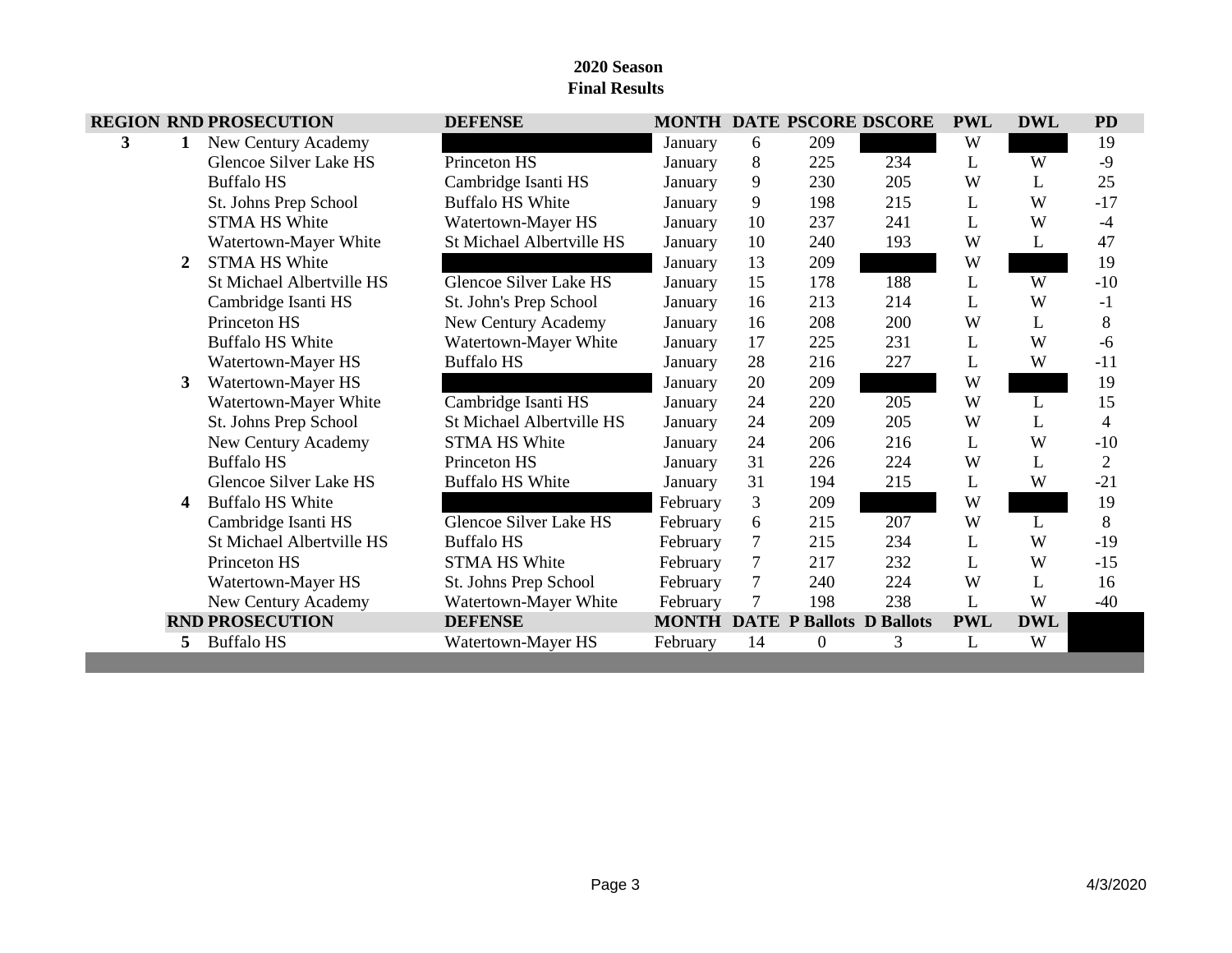**2020 Season**
**Final Results**

| REGION | RND | PROSECUTION | DEFENSE | MONTH | DATE | PSCORE | DSCORE | PWL | DWL | PD |
|---|---|---|---|---|---|---|---|---|---|---|
| 3 | 1 | New Century Academy | | January | 6 | 209 | | W | | 19 |
| | | Glencoe Silver Lake HS | Princeton HS | January | 8 | 225 | 234 | L | W | -9 |
| | | Buffalo HS | Cambridge Isanti HS | January | 9 | 230 | 205 | W | L | 25 |
| | | St. Johns Prep School | Buffalo HS White | January | 9 | 198 | 215 | L | W | -17 |
| | | STMA HS White | Watertown-Mayer HS | January | 10 | 237 | 241 | L | W | -4 |
| | | Watertown-Mayer White | St Michael Albertville HS | January | 10 | 240 | 193 | W | L | 47 |
| | 2 | STMA HS White | | January | 13 | 209 | | W | | 19 |
| | | St Michael Albertville HS | Glencoe Silver Lake HS | January | 15 | 178 | 188 | L | W | -10 |
| | | Cambridge Isanti HS | St. John's Prep School | January | 16 | 213 | 214 | L | W | -1 |
| | | Princeton HS | New Century Academy | January | 16 | 208 | 200 | W | L | 8 |
| | | Buffalo HS White | Watertown-Mayer White | January | 17 | 225 | 231 | L | W | -6 |
| | | Watertown-Mayer HS | Buffalo HS | January | 28 | 216 | 227 | L | W | -11 |
| | 3 | Watertown-Mayer HS | | January | 20 | 209 | | W | | 19 |
| | | Watertown-Mayer White | Cambridge Isanti HS | January | 24 | 220 | 205 | W | L | 15 |
| | | St. Johns Prep School | St Michael Albertville HS | January | 24 | 209 | 205 | W | L | 4 |
| | | New Century Academy | STMA HS White | January | 24 | 206 | 216 | L | W | -10 |
| | | Buffalo HS | Princeton HS | January | 31 | 226 | 224 | W | L | 2 |
| | | Glencoe Silver Lake HS | Buffalo HS White | January | 31 | 194 | 215 | L | W | -21 |
| | 4 | Buffalo HS White | | February | 3 | 209 | | W | | 19 |
| | | Cambridge Isanti HS | Glencoe Silver Lake HS | February | 6 | 215 | 207 | W | L | 8 |
| | | St Michael Albertville HS | Buffalo HS | February | 7 | 215 | 234 | L | W | -19 |
| | | Princeton HS | STMA HS White | February | 7 | 217 | 232 | L | W | -15 |
| | | Watertown-Mayer HS | St. Johns Prep School | February | 7 | 240 | 224 | W | L | 16 |
| | | New Century Academy | Watertown-Mayer White | February | 7 | 198 | 238 | L | W | -40 |
| | **RND** | **PROSECUTION** | **DEFENSE** | **MONTH** | **DATE** | **P Ballots** | **D Ballots** | **PWL** | **DWL** | |
| | 5 | Buffalo HS | Watertown-Mayer HS | February | 14 | 0 | 3 | L | W | |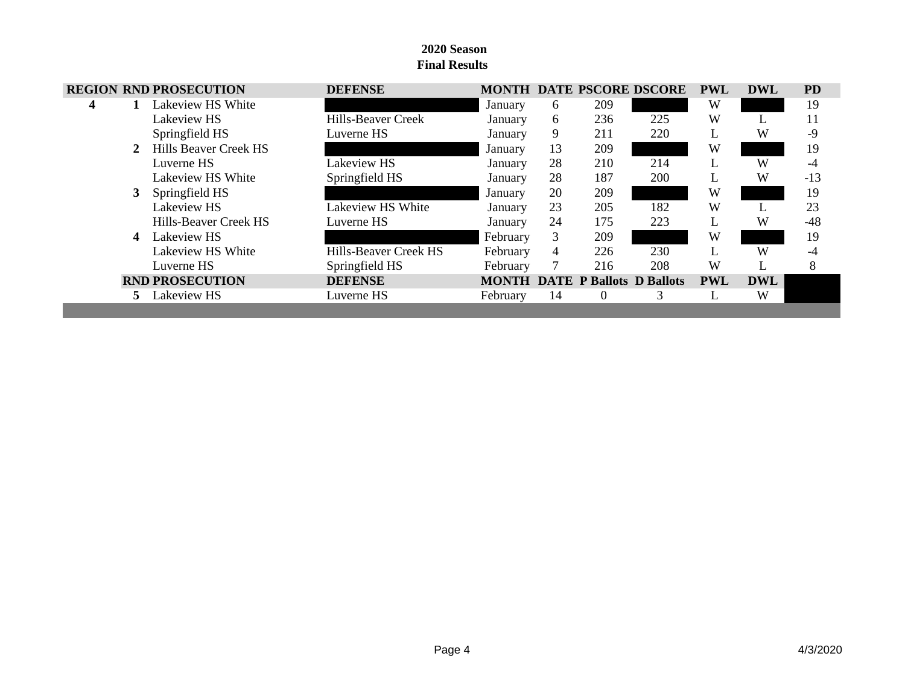**2020 Season**
**Final Results**

| REGION | RND | PROSECUTION | DEFENSE | MONTH | DATE | PSCORE | DSCORE | PWL | DWL | PD |
|---|---|---|---|---|---|---|---|---|---|---|
| 4 | 1 | Lakeview HS White | | January | 6 | 209 | | W | | 19 |
| | | Lakeview HS | Hills-Beaver Creek | January | 6 | 236 | 225 | W | L | 11 |
| | | Springfield HS | Luverne HS | January | 9 | 211 | 220 | L | W | -9 |
| | 2 | Hills Beaver Creek HS | | January | 13 | 209 | | W | | 19 |
| | | Luverne HS | Lakeview HS | January | 28 | 210 | 214 | L | W | -4 |
| | | Lakeview HS White | Springfield HS | January | 28 | 187 | 200 | L | W | -13 |
| | 3 | Springfield HS | | January | 20 | 209 | | W | | 19 |
| | | Lakeview HS | Lakeview HS White | January | 23 | 205 | 182 | W | L | 23 |
| | | Hills-Beaver Creek HS | Luverne HS | January | 24 | 175 | 223 | L | W | -48 |
| | 4 | Lakeview HS | | February | 3 | 209 | | W | | 19 |
| | | Lakeview HS White | Hills-Beaver Creek HS | February | 4 | 226 | 230 | L | W | -4 |
| | | Luverne HS | Springfield HS | February | 7 | 216 | 208 | W | L | 8 |
| | **RND** | **PROSECUTION** | **DEFENSE** | **MONTH** | **DATE** | **P Ballots** | **D Ballots** | **PWL** | **DWL** | |
| | 5 | Lakeview HS | Luverne HS | February | 14 | 0 | 3 | L | W | |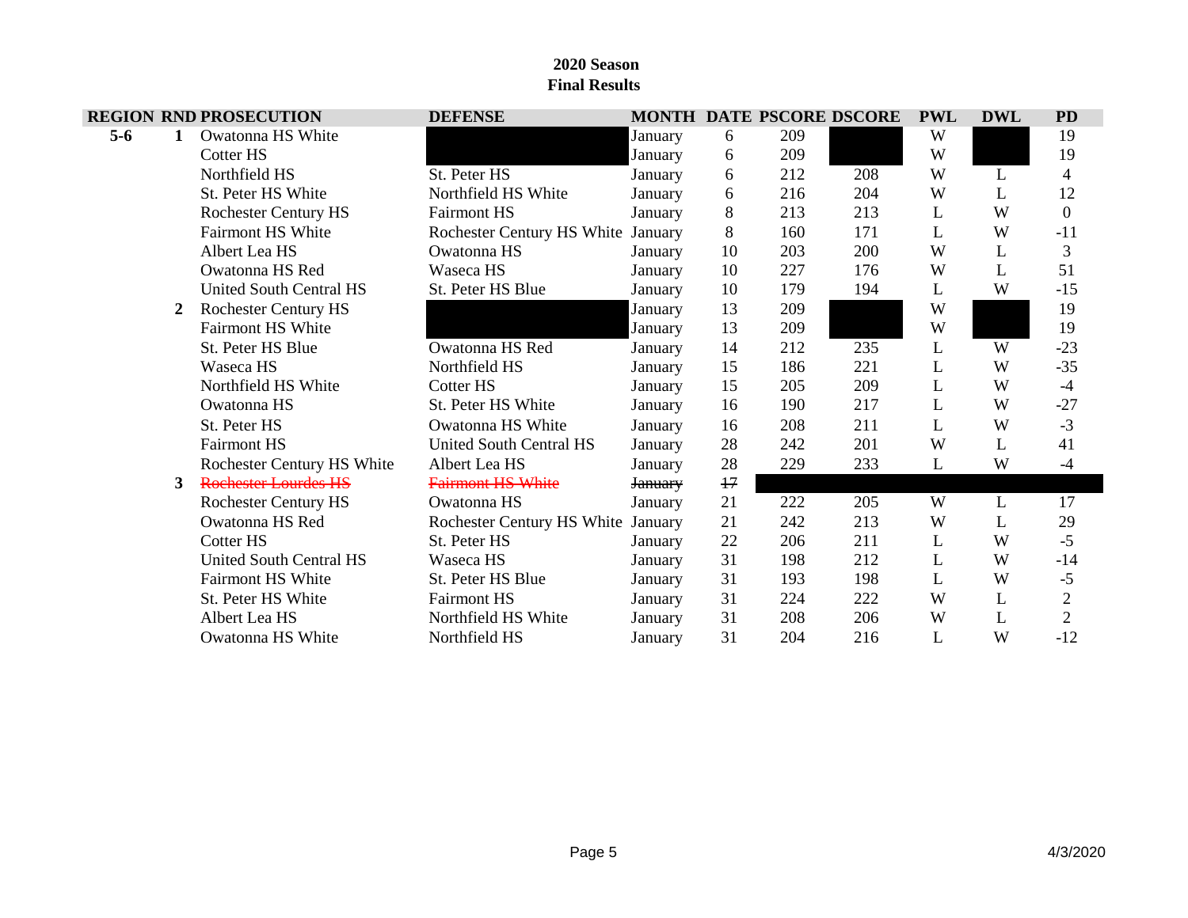**2020 Season**
**Final Results**

| REGION | RND | PROSECUTION | DEFENSE | MONTH | DATE | PSCORE | DSCORE | PWL | DWL | PD |
|---|---|---|---|---|---|---|---|---|---|---|
| 5-6 | 1 | Owatonna HS White | | January | 6 | 209 | | W | | 19 |
| | | Cotter HS | | January | 6 | 209 | | W | | 19 |
| | | Northfield HS | St. Peter HS | January | 6 | 212 | 208 | W | L | 4 |
| | | St. Peter HS White | Northfield HS White | January | 6 | 216 | 204 | W | L | 12 |
| | | Rochester Century HS | Fairmont HS | January | 8 | 213 | 213 | L | W | 0 |
| | | Fairmont HS White | Rochester Century HS White | January | 8 | 160 | 171 | L | W | -11 |
| | | Albert Lea HS | Owatonna HS | January | 10 | 203 | 200 | W | L | 3 |
| | | Owatonna HS Red | Waseca HS | January | 10 | 227 | 176 | W | L | 51 |
| | | United South Central HS | St. Peter HS Blue | January | 10 | 179 | 194 | L | W | -15 |
| | 2 | Rochester Century HS | | January | 13 | 209 | | W | | 19 |
| | | Fairmont HS White | | January | 13 | 209 | | W | | 19 |
| | | St. Peter HS Blue | Owatonna HS Red | January | 14 | 212 | 235 | L | W | -23 |
| | | Waseca HS | Northfield HS | January | 15 | 186 | 221 | L | W | -35 |
| | | Northfield HS White | Cotter HS | January | 15 | 205 | 209 | L | W | -4 |
| | | Owatonna HS | St. Peter HS White | January | 16 | 190 | 217 | L | W | -27 |
| | | St. Peter HS | Owatonna HS White | January | 16 | 208 | 211 | L | W | -3 |
| | | Fairmont HS | United South Central HS | January | 28 | 242 | 201 | W | L | 41 |
| | | Rochester Century HS White | Albert Lea HS | January | 28 | 229 | 233 | L | W | -4 |
| | 3 | ~~Rochester Lourdes HS~~ | ~~Fairmont HS White~~ | ~~January~~ | ~~17~~ | | | | | |
| | | Rochester Century HS | Owatonna HS | January | 21 | 222 | 205 | W | L | 17 |
| | | Owatonna HS Red | Rochester Century HS White | January | 21 | 242 | 213 | W | L | 29 |
| | | Cotter HS | St. Peter HS | January | 22 | 206 | 211 | L | W | -5 |
| | | United South Central HS | Waseca HS | January | 31 | 198 | 212 | L | W | -14 |
| | | Fairmont HS White | St. Peter HS Blue | January | 31 | 193 | 198 | L | W | -5 |
| | | St. Peter HS White | Fairmont HS | January | 31 | 224 | 222 | W | L | 2 |
| | | Albert Lea HS | Northfield HS White | January | 31 | 208 | 206 | W | L | 2 |
| | | Owatonna HS White | Northfield HS | January | 31 | 204 | 216 | L | W | -12 |

4/3/2020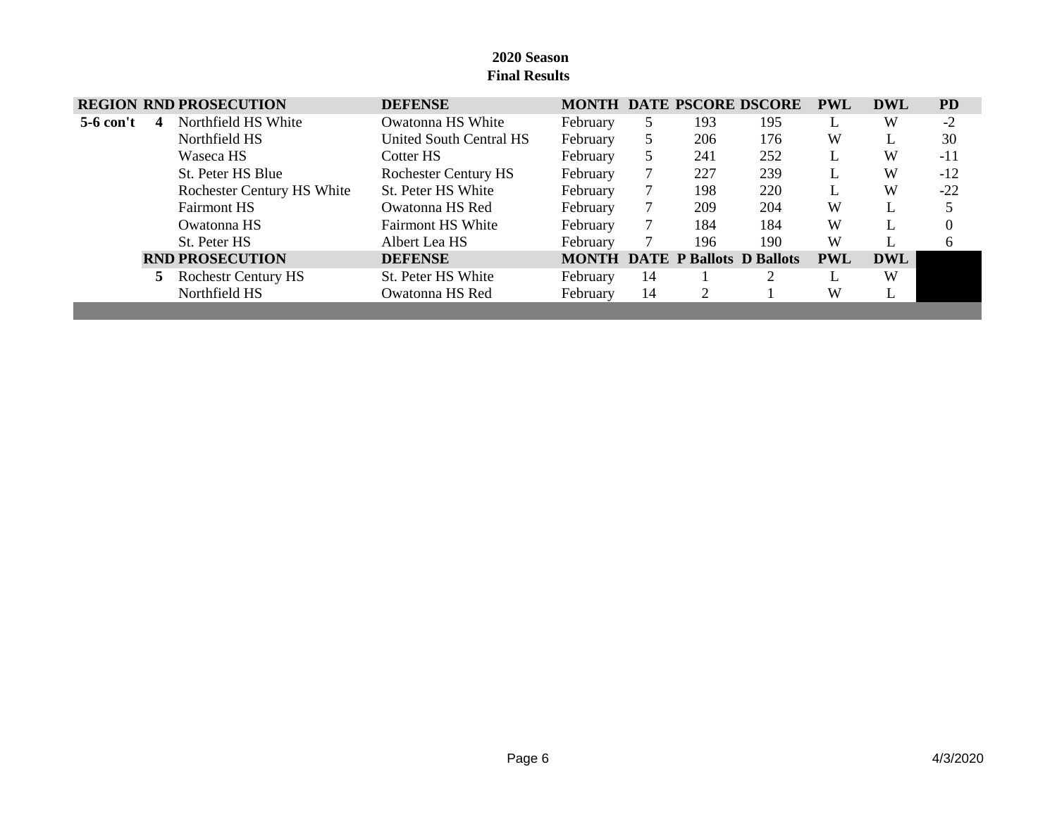**2020 Season**
**Final Results**

| REGION | RND | PROSECUTION | DEFENSE | MONTH | DATE | PSCORE | DSCORE | PWL | DWL | PD |
|---|---|---|---|---|---|---|---|---|---|---|
| **5-6 con't** | **4** | Northfield HS White | Owatonna HS White | February | 5 | 193 | 195 | L | W | -2 |
| | | Northfield HS | United South Central HS | February | 5 | 206 | 176 | W | L | 30 |
| | | Waseca HS | Cotter HS | February | 5 | 241 | 252 | L | W | -11 |
| | | St. Peter HS Blue | Rochester Century HS | February | 7 | 227 | 239 | L | W | -12 |
| | | Rochester Century HS White | St. Peter HS White | February | 7 | 198 | 220 | L | W | -22 |
| | | Fairmont HS | Owatonna HS Red | February | 7 | 209 | 204 | W | L | 5 |
| | | Owatonna HS | Fairmont HS White | February | 7 | 184 | 184 | W | L | 0 |
| | | St. Peter HS | Albert Lea HS | February | 7 | 196 | 190 | W | L | 6 |
| | **RND** | **PROSECUTION** | **DEFENSE** | **MONTH** | **DATE** | **P Ballots** | **D Ballots** | **PWL** | **DWL** | |
| | **5** | Rochestr Century HS | St. Peter HS White | February | 14 | 1 | 2 | L | W | |
| | | Northfield HS | Owatonna HS Red | February | 14 | 2 | 1 | W | L | |

4/3/2020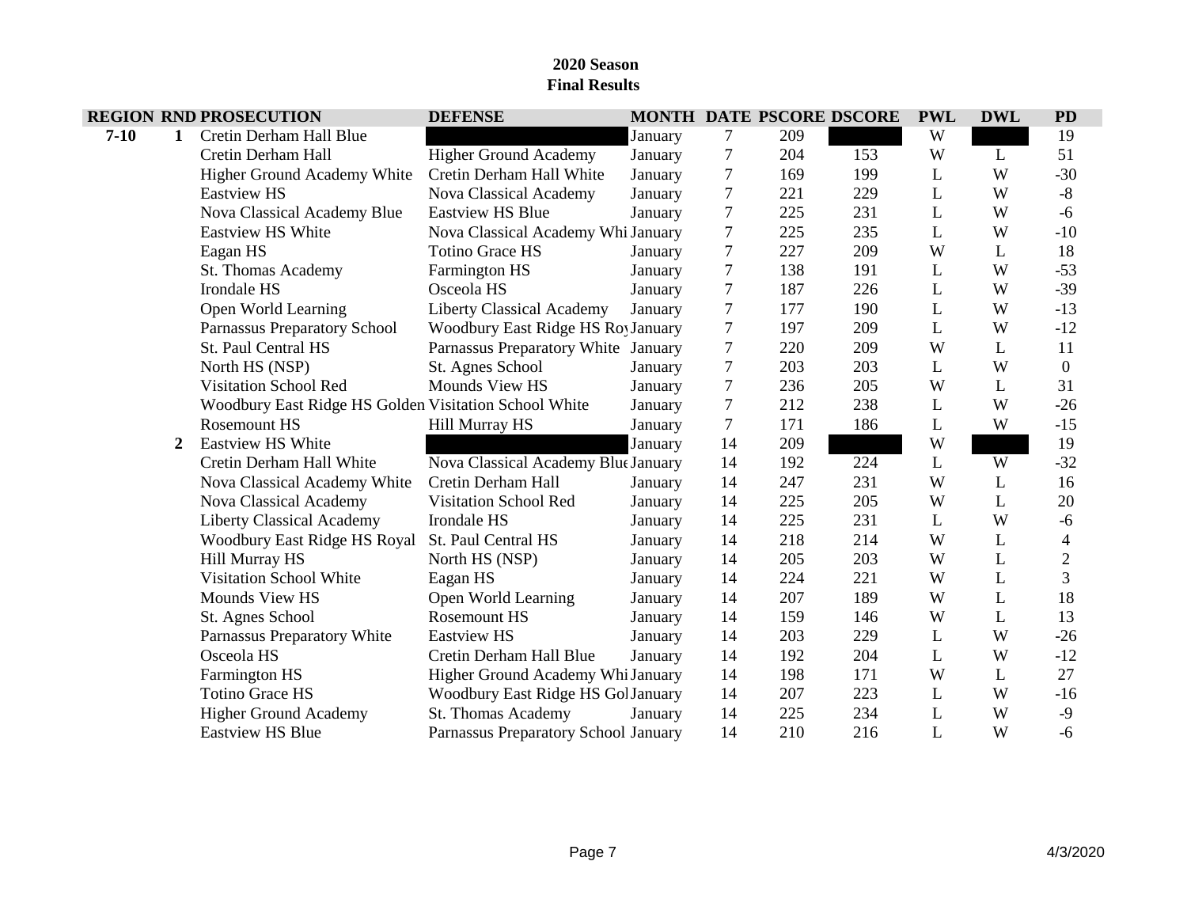**2020 Season**
**Final Results**

| REGION | RND | PROSECUTION | DEFENSE | MONTH | DATE | PSCORE | DSCORE | PWL | DWL | PD |
|---|---|---|---|---|---|---|---|---|---|---|
| **7-10** | **1** | Cretin Derham Hall Blue | | January | 7 | 209 | | W | | 19 |
| | | Cretin Derham Hall | Higher Ground Academy | January | 7 | 204 | 153 | W | L | 51 |
| | | Higher Ground Academy White | Cretin Derham Hall White | January | 7 | 169 | 199 | L | W | -30 |
| | | Eastview HS | Nova Classical Academy | January | 7 | 221 | 229 | L | W | -8 |
| | | Nova Classical Academy Blue | Eastview HS Blue | January | 7 | 225 | 231 | L | W | -6 |
| | | Eastview HS White | Nova Classical Academy Whi | January | 7 | 225 | 235 | L | W | -10 |
| | | Eagan HS | Totino Grace HS | January | 7 | 227 | 209 | W | L | 18 |
| | | St. Thomas Academy | Farmington HS | January | 7 | 138 | 191 | L | W | -53 |
| | | Irondale HS | Osceola HS | January | 7 | 187 | 226 | L | W | -39 |
| | | Open World Learning | Liberty Classical Academy | January | 7 | 177 | 190 | L | W | -13 |
| | | Parnassus Preparatory School | Woodbury East Ridge HS Roy | January | 7 | 197 | 209 | L | W | -12 |
| | | St. Paul Central HS | Parnassus Preparatory White | January | 7 | 220 | 209 | W | L | 11 |
| | | North HS (NSP) | St. Agnes School | January | 7 | 203 | 203 | L | W | 0 |
| | | Visitation School Red | Mounds View HS | January | 7 | 236 | 205 | W | L | 31 |
| | | Woodbury East Ridge HS Golden | Visitation School White | January | 7 | 212 | 238 | L | W | -26 |
| | | Rosemount HS | Hill Murray HS | January | 7 | 171 | 186 | L | W | -15 |
| | **2** | Eastview HS White | | January | 14 | 209 | | W | | 19 |
| | | Cretin Derham Hall White | Nova Classical Academy Blue | January | 14 | 192 | 224 | L | W | -32 |
| | | Nova Classical Academy White | Cretin Derham Hall | January | 14 | 247 | 231 | W | L | 16 |
| | | Nova Classical Academy | Visitation School Red | January | 14 | 225 | 205 | W | L | 20 |
| | | Liberty Classical Academy | Irondale HS | January | 14 | 225 | 231 | L | W | -6 |
| | | Woodbury East Ridge HS Royal | St. Paul Central HS | January | 14 | 218 | 214 | W | L | 4 |
| | | Hill Murray HS | North HS (NSP) | January | 14 | 205 | 203 | W | L | 2 |
| | | Visitation School White | Eagan HS | January | 14 | 224 | 221 | W | L | 3 |
| | | Mounds View HS | Open World Learning | January | 14 | 207 | 189 | W | L | 18 |
| | | St. Agnes School | Rosemount HS | January | 14 | 159 | 146 | W | L | 13 |
| | | Parnassus Preparatory White | Eastview HS | January | 14 | 203 | 229 | L | W | -26 |
| | | Osceola HS | Cretin Derham Hall Blue | January | 14 | 192 | 204 | L | W | -12 |
| | | Farmington HS | Higher Ground Academy Whi | January | 14 | 198 | 171 | W | L | 27 |
| | | Totino Grace HS | Woodbury East Ridge HS Gol | January | 14 | 207 | 223 | L | W | -16 |
| | | Higher Ground Academy | St. Thomas Academy | January | 14 | 225 | 234 | L | W | -9 |
| | | Eastview HS Blue | Parnassus Preparatory School | January | 14 | 210 | 216 | L | W | -6 |

4/3/2020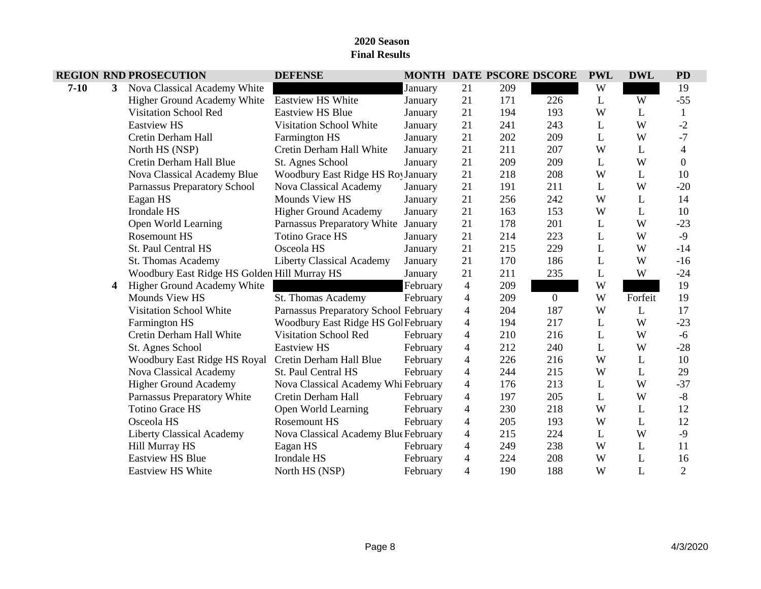**2020 Season**
**Final Results**

| REGION | RND | PROSECUTION | DEFENSE | MONTH | DATE | PSCORE | DSCORE | PWL | DWL | PD |
|---|---|---|---|---|---|---|---|---|---|---|
| 7-10 | 3 | Nova Classical Academy White | | January | 21 | 209 | | W | | 19 |
| | | Higher Ground Academy White | Eastview HS White | January | 21 | 171 | 226 | L | W | -55 |
| | | Visitation School Red | Eastview HS Blue | January | 21 | 194 | 193 | W | L | 1 |
| | | Eastview HS | Visitation School White | January | 21 | 241 | 243 | L | W | -2 |
| | | Cretin Derham Hall | Farmington HS | January | 21 | 202 | 209 | L | W | -7 |
| | | North HS (NSP) | Cretin Derham Hall White | January | 21 | 211 | 207 | W | L | 4 |
| | | Cretin Derham Hall Blue | St. Agnes School | January | 21 | 209 | 209 | L | W | 0 |
| | | Nova Classical Academy Blue | Woodbury East Ridge HS Roy | January | 21 | 218 | 208 | W | L | 10 |
| | | Parnassus Preparatory School | Nova Classical Academy | January | 21 | 191 | 211 | L | W | -20 |
| | | Eagan HS | Mounds View HS | January | 21 | 256 | 242 | W | L | 14 |
| | | Irondale HS | Higher Ground Academy | January | 21 | 163 | 153 | W | L | 10 |
| | | Open World Learning | Parnassus Preparatory White | January | 21 | 178 | 201 | L | W | -23 |
| | | Rosemount HS | Totino Grace HS | January | 21 | 214 | 223 | L | W | -9 |
| | | St. Paul Central HS | Osceola HS | January | 21 | 215 | 229 | L | W | -14 |
| | | St. Thomas Academy | Liberty Classical Academy | January | 21 | 170 | 186 | L | W | -16 |
| | | Woodbury East Ridge HS Golden | Hill Murray HS | January | 21 | 211 | 235 | L | W | -24 |
| | 4 | Higher Ground Academy White | | February | 4 | 209 | | W | | 19 |
| | | Mounds View HS | St. Thomas Academy | February | 4 | 209 | 0 | W | Forfeit | 19 |
| | | Visitation School White | Parnassus Preparatory School | February | 4 | 204 | 187 | W | L | 17 |
| | | Farmington HS | Woodbury East Ridge HS Gol | February | 4 | 194 | 217 | L | W | -23 |
| | | Cretin Derham Hall White | Visitation School Red | February | 4 | 210 | 216 | L | W | -6 |
| | | St. Agnes School | Eastview HS | February | 4 | 212 | 240 | L | W | -28 |
| | | Woodbury East Ridge HS Royal | Cretin Derham Hall Blue | February | 4 | 226 | 216 | W | L | 10 |
| | | Nova Classical Academy | St. Paul Central HS | February | 4 | 244 | 215 | W | L | 29 |
| | | Higher Ground Academy | Nova Classical Academy Whi | February | 4 | 176 | 213 | L | W | -37 |
| | | Parnassus Preparatory White | Cretin Derham Hall | February | 4 | 197 | 205 | L | W | -8 |
| | | Totino Grace HS | Open World Learning | February | 4 | 230 | 218 | W | L | 12 |
| | | Osceola HS | Rosemount HS | February | 4 | 205 | 193 | W | L | 12 |
| | | Liberty Classical Academy | Nova Classical Academy Blue | February | 4 | 215 | 224 | L | W | -9 |
| | | Hill Murray HS | Eagan HS | February | 4 | 249 | 238 | W | L | 11 |
| | | Eastview HS Blue | Irondale HS | February | 4 | 224 | 208 | W | L | 16 |
| | | Eastview HS White | North HS (NSP) | February | 4 | 190 | 188 | W | L | 2 |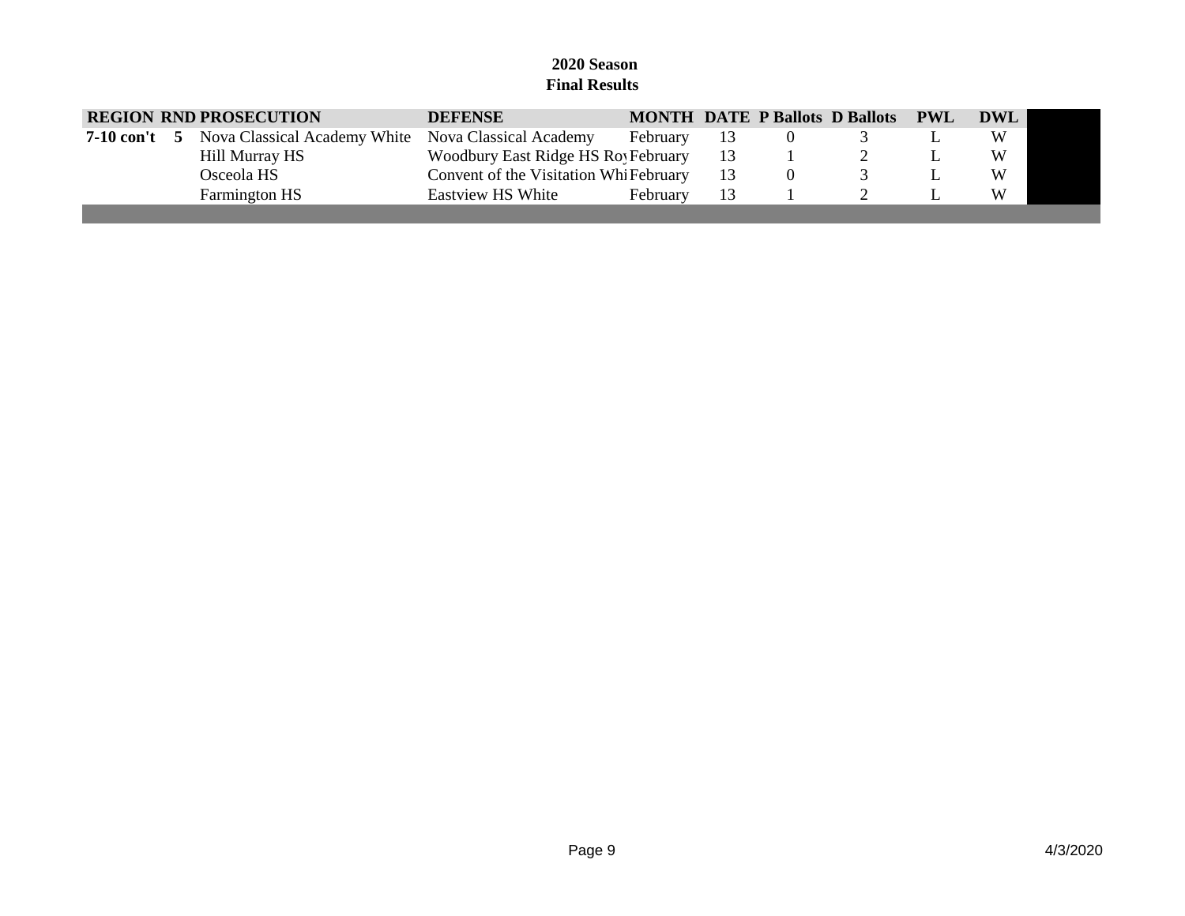**2020 Season**
**Final Results**

| REGION | RND | PROSECUTION | DEFENSE | MONTH | DATE | P Ballots | D Ballots | PWL | DWL |
|---|---|---|---|---|---|---|---|---|---|
| **7-10 con't** | **5** | Nova Classical Academy White | Nova Classical Academy | February | 13 | 0 | 3 | L | W |
| | | Hill Murray HS | Woodbury East Ridge HS Roy | February | 13 | 1 | 2 | L | W |
| | | Osceola HS | Convent of the Visitation Whi | February | 13 | 0 | 3 | L | W |
| | | Farmington HS | Eastview HS White | February | 13 | 1 | 2 | L | W |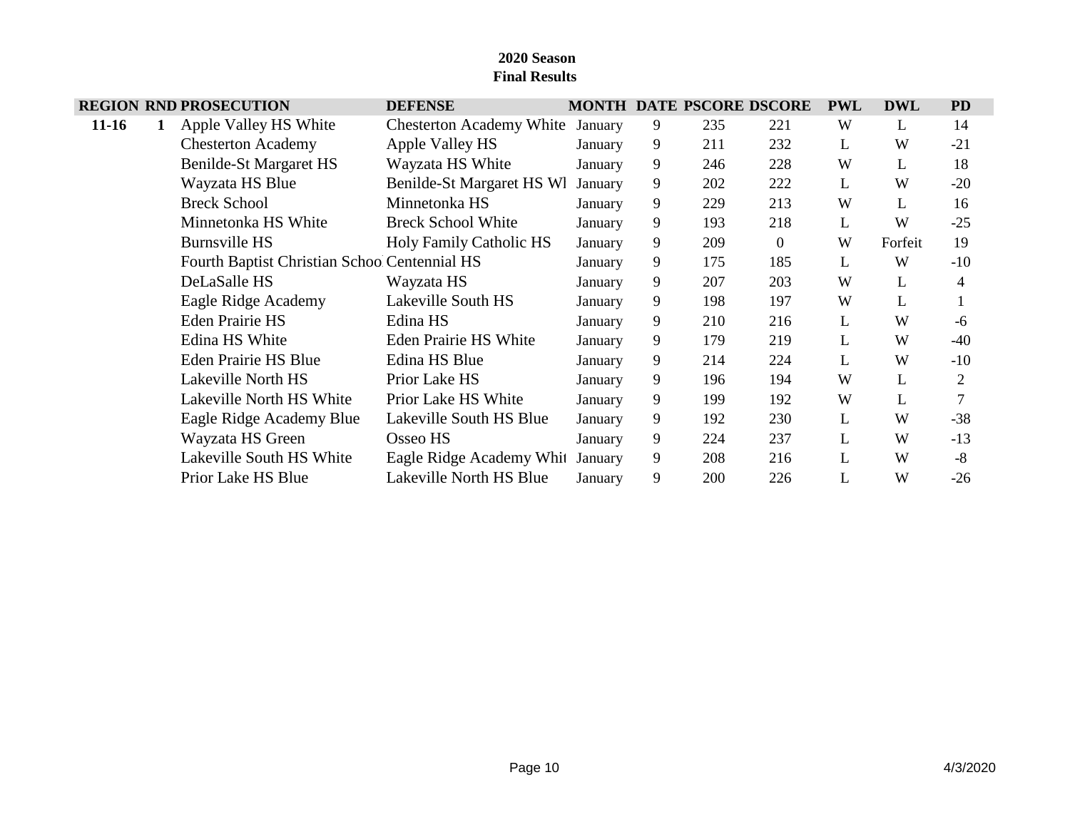**2020 Season**
**Final Results**

| REGION | RND | PROSECUTION | DEFENSE | MONTH | DATE | PSCORE | DSCORE | PWL | DWL | PD |
|---|---|---|---|---|---|---|---|---|---|---|
| **11-16** | **1** | Apple Valley HS White | Chesterton Academy White | January | 9 | 235 | 221 | W | L | 14 |
| | | Chesterton Academy | Apple Valley HS | January | 9 | 211 | 232 | L | W | -21 |
| | | Benilde-St Margaret HS | Wayzata HS White | January | 9 | 246 | 228 | W | L | 18 |
| | | Wayzata HS Blue | Benilde-St Margaret HS Wl | January | 9 | 202 | 222 | L | W | -20 |
| | | Breck School | Minnetonka HS | January | 9 | 229 | 213 | W | L | 16 |
| | | Minnetonka HS White | Breck School White | January | 9 | 193 | 218 | L | W | -25 |
| | | Burnsville HS | Holy Family Catholic HS | January | 9 | 209 | 0 | W | Forfeit | 19 |
| | | Fourth Baptist Christian Schoo | Centennial HS | January | 9 | 175 | 185 | L | W | -10 |
| | | DeLaSalle HS | Wayzata HS | January | 9 | 207 | 203 | W | L | 4 |
| | | Eagle Ridge Academy | Lakeville South HS | January | 9 | 198 | 197 | W | L | 1 |
| | | Eden Prairie HS | Edina HS | January | 9 | 210 | 216 | L | W | -6 |
| | | Edina HS White | Eden Prairie HS White | January | 9 | 179 | 219 | L | W | -40 |
| | | Eden Prairie HS Blue | Edina HS Blue | January | 9 | 214 | 224 | L | W | -10 |
| | | Lakeville North HS | Prior Lake HS | January | 9 | 196 | 194 | W | L | 2 |
| | | Lakeville North HS White | Prior Lake HS White | January | 9 | 199 | 192 | W | L | 7 |
| | | Eagle Ridge Academy Blue | Lakeville South HS Blue | January | 9 | 192 | 230 | L | W | -38 |
| | | Wayzata HS Green | Osseo HS | January | 9 | 224 | 237 | L | W | -13 |
| | | Lakeville South HS White | Eagle Ridge Academy Whit | January | 9 | 208 | 216 | L | W | -8 |
| | | Prior Lake HS Blue | Lakeville North HS Blue | January | 9 | 200 | 226 | L | W | -26 |

4/3/2020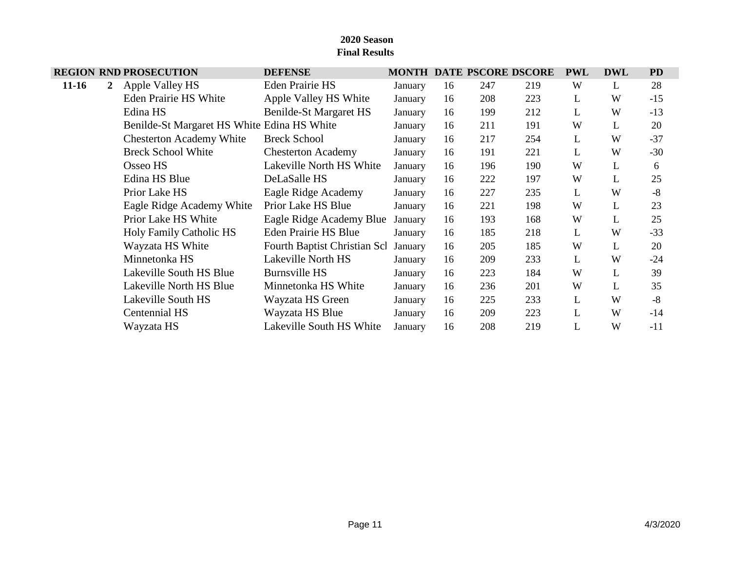**2020 Season**
**Final Results**

| REGION | RND | PROSECUTION | DEFENSE | MONTH | DATE | PSCORE | DSCORE | PWL | DWL | PD |
|---|---|---|---|---|---|---|---|---|---|---|
| **11-16** | **2** | Apple Valley HS | Eden Prairie HS | January | 16 | 247 | 219 | W | L | 28 |
| | | Eden Prairie HS White | Apple Valley HS White | January | 16 | 208 | 223 | L | W | -15 |
| | | Edina HS | Benilde-St Margaret HS | January | 16 | 199 | 212 | L | W | -13 |
| | | Benilde-St Margaret HS White | Edina HS White | January | 16 | 211 | 191 | W | L | 20 |
| | | Chesterton Academy White | Breck School | January | 16 | 217 | 254 | L | W | -37 |
| | | Breck School White | Chesterton Academy | January | 16 | 191 | 221 | L | W | -30 |
| | | Osseo HS | Lakeville North HS White | January | 16 | 196 | 190 | W | L | 6 |
| | | Edina HS Blue | DeLaSalle HS | January | 16 | 222 | 197 | W | L | 25 |
| | | Prior Lake HS | Eagle Ridge Academy | January | 16 | 227 | 235 | L | W | -8 |
| | | Eagle Ridge Academy White | Prior Lake HS Blue | January | 16 | 221 | 198 | W | L | 23 |
| | | Prior Lake HS White | Eagle Ridge Academy Blue | January | 16 | 193 | 168 | W | L | 25 |
| | | Holy Family Catholic HS | Eden Prairie HS Blue | January | 16 | 185 | 218 | L | W | -33 |
| | | Wayzata HS White | Fourth Baptist Christian Scl | January | 16 | 205 | 185 | W | L | 20 |
| | | Minnetonka HS | Lakeville North HS | January | 16 | 209 | 233 | L | W | -24 |
| | | Lakeville South HS Blue | Burnsville HS | January | 16 | 223 | 184 | W | L | 39 |
| | | Lakeville North HS Blue | Minnetonka HS White | January | 16 | 236 | 201 | W | L | 35 |
| | | Lakeville South HS | Wayzata HS Green | January | 16 | 225 | 233 | L | W | -8 |
| | | Centennial HS | Wayzata HS Blue | January | 16 | 209 | 223 | L | W | -14 |
| | | Wayzata HS | Lakeville South HS White | January | 16 | 208 | 219 | L | W | -11 |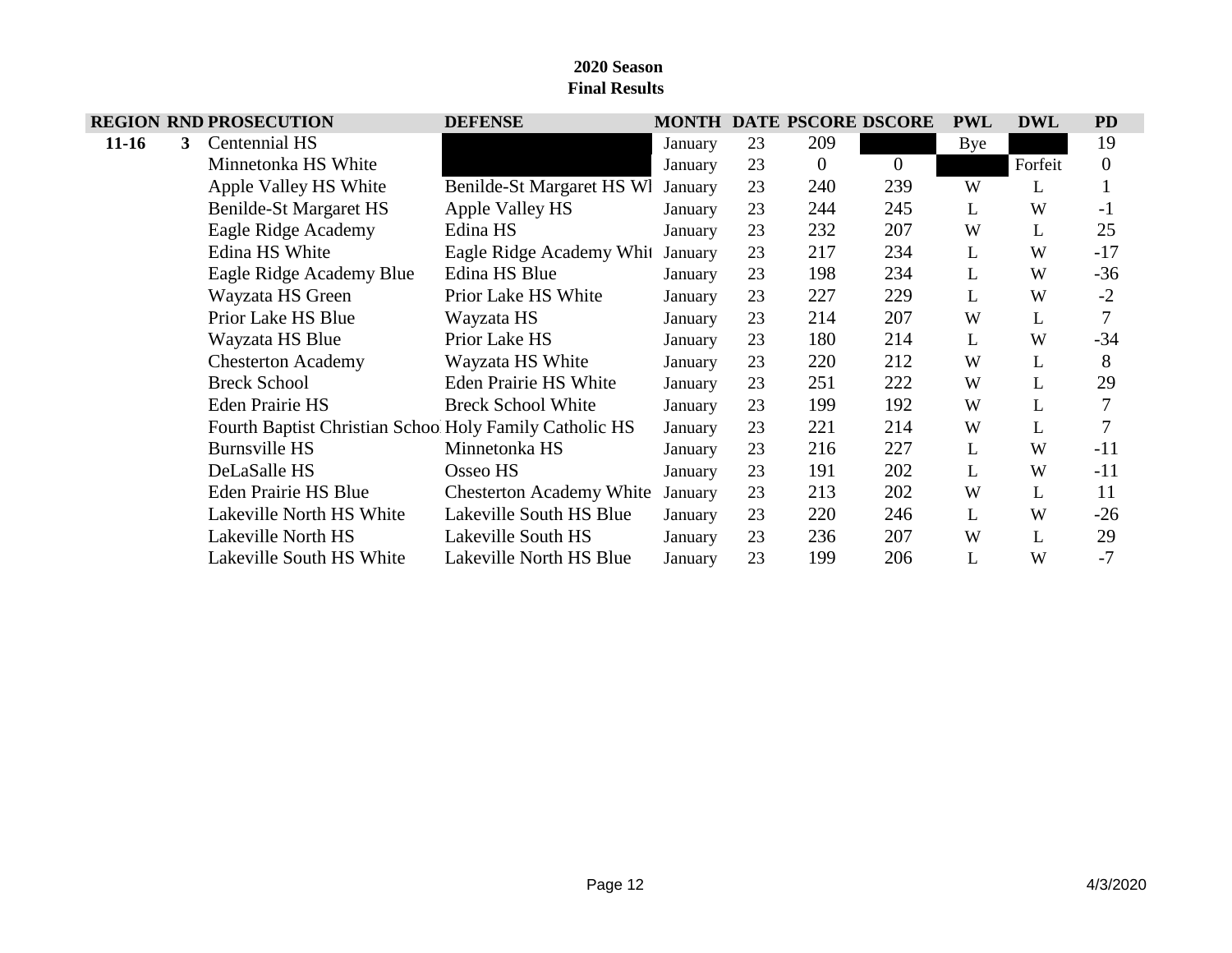**2020 Season**
**Final Results**

| REGION | RND | PROSECUTION | DEFENSE | MONTH | DATE | PSCORE | DSCORE | PWL | DWL | PD |
|---|---|---|---|---|---|---|---|---|---|---|
| **11-16** | **3** | Centennial HS | | January | 23 | 209 | | Bye | | 19 |
| | | Minnetonka HS White | | January | 23 | 0 | 0 | | Forfeit | 0 |
| | | Apple Valley HS White | Benilde-St Margaret HS Wl | January | 23 | 240 | 239 | W | L | 1 |
| | | Benilde-St Margaret HS | Apple Valley HS | January | 23 | 244 | 245 | L | W | -1 |
| | | Eagle Ridge Academy | Edina HS | January | 23 | 232 | 207 | W | L | 25 |
| | | Edina HS White | Eagle Ridge Academy Whit | January | 23 | 217 | 234 | L | W | -17 |
| | | Eagle Ridge Academy Blue | Edina HS Blue | January | 23 | 198 | 234 | L | W | -36 |
| | | Wayzata HS Green | Prior Lake HS White | January | 23 | 227 | 229 | L | W | -2 |
| | | Prior Lake HS Blue | Wayzata HS | January | 23 | 214 | 207 | W | L | 7 |
| | | Wayzata HS Blue | Prior Lake HS | January | 23 | 180 | 214 | L | W | -34 |
| | | Chesterton Academy | Wayzata HS White | January | 23 | 220 | 212 | W | L | 8 |
| | | Breck School | Eden Prairie HS White | January | 23 | 251 | 222 | W | L | 29 |
| | | Eden Prairie HS | Breck School White | January | 23 | 199 | 192 | W | L | 7 |
| | | Fourth Baptist Christian Schoo | Holy Family Catholic HS | January | 23 | 221 | 214 | W | L | 7 |
| | | Burnsville HS | Minnetonka HS | January | 23 | 216 | 227 | L | W | -11 |
| | | DeLaSalle HS | Osseo HS | January | 23 | 191 | 202 | L | W | -11 |
| | | Eden Prairie HS Blue | Chesterton Academy White | January | 23 | 213 | 202 | W | L | 11 |
| | | Lakeville North HS White | Lakeville South HS Blue | January | 23 | 220 | 246 | L | W | -26 |
| | | Lakeville North HS | Lakeville South HS | January | 23 | 236 | 207 | W | L | 29 |
| | | Lakeville South HS White | Lakeville North HS Blue | January | 23 | 199 | 206 | L | W | -7 |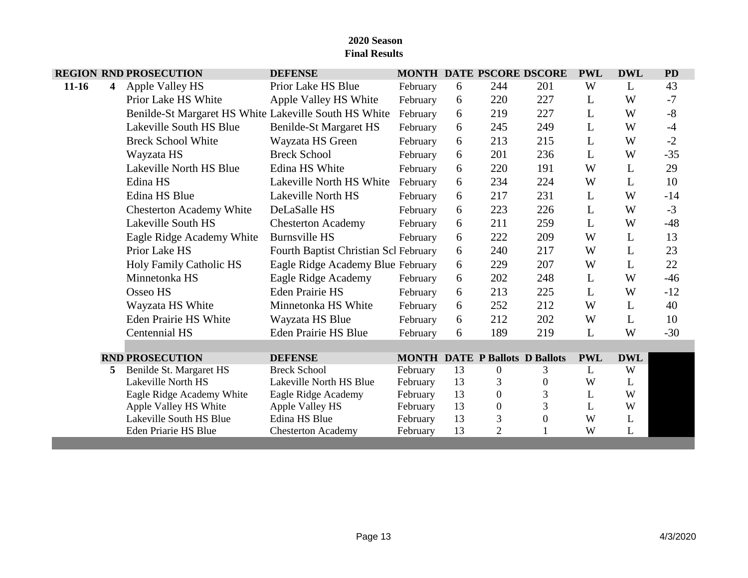**2020 Season**
**Final Results**

| REGION | RND | PROSECUTION | DEFENSE | MONTH | DATE | PSCORE | DSCORE | PWL | DWL | PD |
|---|---|---|---|---|---|---|---|---|---|---|
| 11-16 | 4 | Apple Valley HS | Prior Lake HS Blue | February | 6 | 244 | 201 | W | L | 43 |
| | | Prior Lake HS White | Apple Valley HS White | February | 6 | 220 | 227 | L | W | -7 |
| | | Benilde-St Margaret HS White | Lakeville South HS White | February | 6 | 219 | 227 | L | W | -8 |
| | | Lakeville South HS Blue | Benilde-St Margaret HS | February | 6 | 245 | 249 | L | W | -4 |
| | | Breck School White | Wayzata HS Green | February | 6 | 213 | 215 | L | W | -2 |
| | | Wayzata HS | Breck School | February | 6 | 201 | 236 | L | W | -35 |
| | | Lakeville North HS Blue | Edina HS White | February | 6 | 220 | 191 | W | L | 29 |
| | | Edina HS | Lakeville North HS White | February | 6 | 234 | 224 | W | L | 10 |
| | | Edina HS Blue | Lakeville North HS | February | 6 | 217 | 231 | L | W | -14 |
| | | Chesterton Academy White | DeLaSalle HS | February | 6 | 223 | 226 | L | W | -3 |
| | | Lakeville South HS | Chesterton Academy | February | 6 | 211 | 259 | L | W | -48 |
| | | Eagle Ridge Academy White | Burnsville HS | February | 6 | 222 | 209 | W | L | 13 |
| | | Prior Lake HS | Fourth Baptist Christian Scl | February | 6 | 240 | 217 | W | L | 23 |
| | | Holy Family Catholic HS | Eagle Ridge Academy Blue | February | 6 | 229 | 207 | W | L | 22 |
| | | Minnetonka HS | Eagle Ridge Academy | February | 6 | 202 | 248 | L | W | -46 |
| | | Osseo HS | Eden Prairie HS | February | 6 | 213 | 225 | L | W | -12 |
| | | Wayzata HS White | Minnetonka HS White | February | 6 | 252 | 212 | W | L | 40 |
| | | Eden Prairie HS White | Wayzata HS Blue | February | 6 | 212 | 202 | W | L | 10 |
| | | Centennial HS | Eden Prairie HS Blue | February | 6 | 189 | 219 | L | W | -30 |

| RND | PROSECUTION | DEFENSE | MONTH | DATE | P Ballots | D Ballots | PWL | DWL |
|---|---|---|---|---|---|---|---|---|
| 5 | Benilde St. Margaret HS | Breck School | February | 13 | 0 | 3 | L | W |
| | Lakeville North HS | Lakeville North HS Blue | February | 13 | 3 | 0 | W | L |
| | Eagle Ridge Academy White | Eagle Ridge Academy | February | 13 | 0 | 3 | L | W |
| | Apple Valley HS White | Apple Valley HS | February | 13 | 0 | 3 | L | W |
| | Lakeville South HS Blue | Edina HS Blue | February | 13 | 3 | 0 | W | L |
| | Eden Priarie HS Blue | Chesterton Academy | February | 13 | 2 | 1 | W | L |

4/3/2020